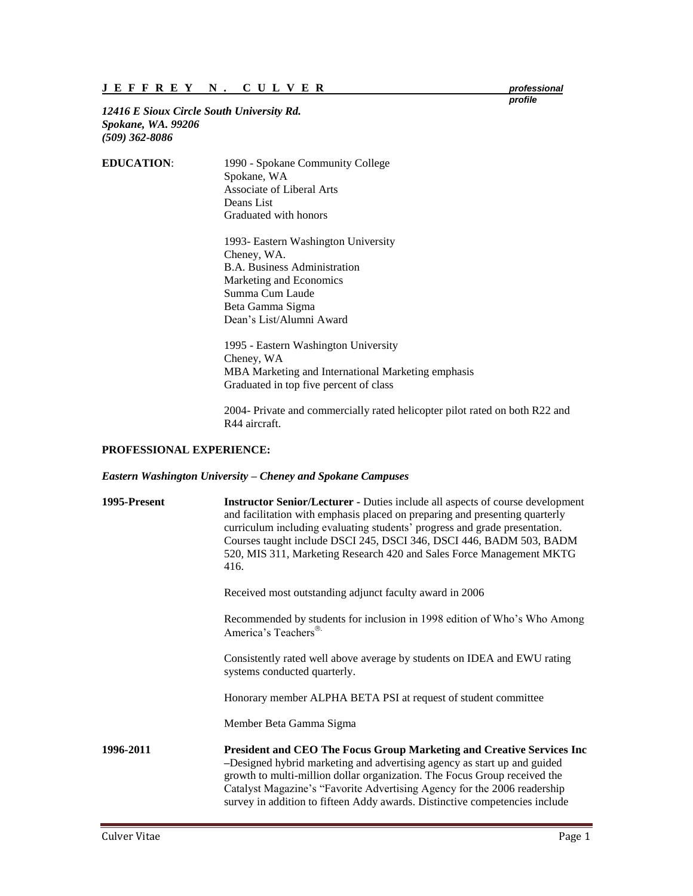# J E F F R E Y N . C U L V E R

*professional profile*

***12416 E Sioux Circle South University Rd.***
***Spokane, WA. 99206***
***(509) 362-8086***

**EDUCATION**:

1990 - Spokane Community College
Spokane, WA
Associate of Liberal Arts
Deans List
Graduated with honors

1993- Eastern Washington University
Cheney, WA.
B.A. Business Administration
Marketing and Economics
Summa Cum Laude
Beta Gamma Sigma
Dean's List/Alumni Award

1995 - Eastern Washington University
Cheney, WA
MBA Marketing and International Marketing emphasis
Graduated in top five percent of class

2004- Private and commercially rated helicopter pilot rated on both R22 and R44 aircraft.

**PROFESSIONAL EXPERIENCE:**

***Eastern Washington University – Cheney and Spokane Campuses***

**1995-Present**

**Instructor Senior/Lecturer -** Duties include all aspects of course development and facilitation with emphasis placed on preparing and presenting quarterly curriculum including evaluating students' progress and grade presentation. Courses taught include DSCI 245, DSCI 346, DSCI 446, BADM 503, BADM 520, MIS 311, Marketing Research 420 and Sales Force Management MKTG 416.

Received most outstanding adjunct faculty award in 2006

Recommended by students for inclusion in 1998 edition of Who's Who Among America's Teachers®.

Consistently rated well above average by students on IDEA and EWU rating systems conducted quarterly.

Honorary member ALPHA BETA PSI at request of student committee

Member Beta Gamma Sigma

**1996-2011**

**President and CEO The Focus Group Marketing and Creative Services Inc** –Designed hybrid marketing and advertising agency as start up and guided growth to multi-million dollar organization. The Focus Group received the Catalyst Magazine's "Favorite Advertising Agency for the 2006 readership survey in addition to fifteen Addy awards. Distinctive competencies include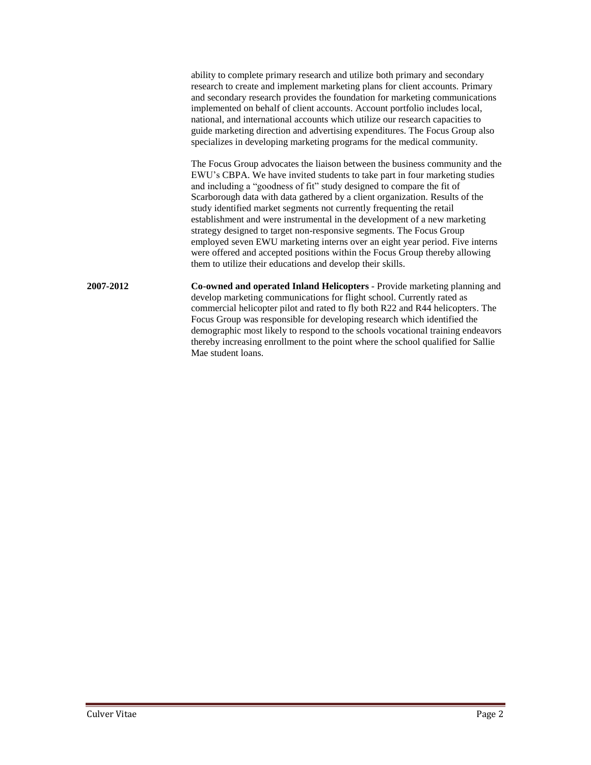ability to complete primary research and utilize both primary and secondary research to create and implement marketing plans for client accounts. Primary and secondary research provides the foundation for marketing communications implemented on behalf of client accounts. Account portfolio includes local, national, and international accounts which utilize our research capacities to guide marketing direction and advertising expenditures. The Focus Group also specializes in developing marketing programs for the medical community.

The Focus Group advocates the liaison between the business community and the EWU's CBPA. We have invited students to take part in four marketing studies and including a "goodness of fit" study designed to compare the fit of Scarborough data with data gathered by a client organization. Results of the study identified market segments not currently frequenting the retail establishment and were instrumental in the development of a new marketing strategy designed to target non-responsive segments. The Focus Group employed seven EWU marketing interns over an eight year period. Five interns were offered and accepted positions within the Focus Group thereby allowing them to utilize their educations and develop their skills.

**2007-2012** **Co-owned and operated Inland Helicopters** - Provide marketing planning and develop marketing communications for flight school. Currently rated as commercial helicopter pilot and rated to fly both R22 and R44 helicopters. The Focus Group was responsible for developing research which identified the demographic most likely to respond to the schools vocational training endeavors thereby increasing enrollment to the point where the school qualified for Sallie Mae student loans.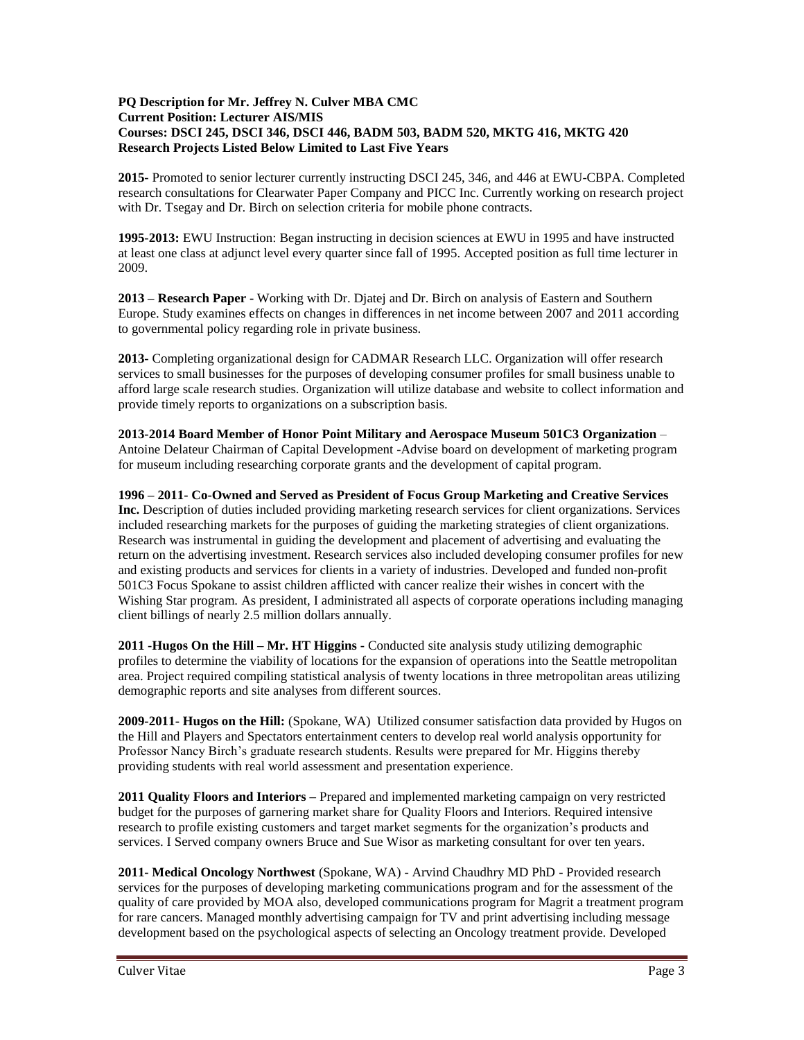**PQ Description for Mr. Jeffrey N. Culver MBA CMC**
**Current Position: Lecturer AIS/MIS**
**Courses: DSCI 245, DSCI 346, DSCI 446, BADM 503, BADM 520, MKTG 416, MKTG 420**
**Research Projects Listed Below Limited to Last Five Years**

**2015-** Promoted to senior lecturer currently instructing DSCI 245, 346, and 446 at EWU-CBPA. Completed research consultations for Clearwater Paper Company and PICC Inc. Currently working on research project with Dr. Tsegay and Dr. Birch on selection criteria for mobile phone contracts.

**1995-2013:** EWU Instruction: Began instructing in decision sciences at EWU in 1995 and have instructed at least one class at adjunct level every quarter since fall of 1995. Accepted position as full time lecturer in 2009.

**2013 – Research Paper -** Working with Dr. Djatej and Dr. Birch on analysis of Eastern and Southern Europe. Study examines effects on changes in differences in net income between 2007 and 2011 according to governmental policy regarding role in private business.

**2013-** Completing organizational design for CADMAR Research LLC. Organization will offer research services to small businesses for the purposes of developing consumer profiles for small business unable to afford large scale research studies. Organization will utilize database and website to collect information and provide timely reports to organizations on a subscription basis.

**2013-2014 Board Member of Honor Point Military and Aerospace Museum 501C3 Organization** – Antoine Delateur Chairman of Capital Development -Advise board on development of marketing program for museum including researching corporate grants and the development of capital program.

**1996 – 2011- Co-Owned and Served as President of Focus Group Marketing and Creative Services Inc.** Description of duties included providing marketing research services for client organizations. Services included researching markets for the purposes of guiding the marketing strategies of client organizations. Research was instrumental in guiding the development and placement of advertising and evaluating the return on the advertising investment. Research services also included developing consumer profiles for new and existing products and services for clients in a variety of industries. Developed and funded non-profit 501C3 Focus Spokane to assist children afflicted with cancer realize their wishes in concert with the Wishing Star program. As president, I administrated all aspects of corporate operations including managing client billings of nearly 2.5 million dollars annually.

**2011 -Hugos On the Hill – Mr. HT Higgins -** Conducted site analysis study utilizing demographic profiles to determine the viability of locations for the expansion of operations into the Seattle metropolitan area. Project required compiling statistical analysis of twenty locations in three metropolitan areas utilizing demographic reports and site analyses from different sources.

**2009-2011- Hugos on the Hill:** (Spokane, WA) Utilized consumer satisfaction data provided by Hugos on the Hill and Players and Spectators entertainment centers to develop real world analysis opportunity for Professor Nancy Birch's graduate research students. Results were prepared for Mr. Higgins thereby providing students with real world assessment and presentation experience.

**2011 Quality Floors and Interiors –** Prepared and implemented marketing campaign on very restricted budget for the purposes of garnering market share for Quality Floors and Interiors. Required intensive research to profile existing customers and target market segments for the organization's products and services. I Served company owners Bruce and Sue Wisor as marketing consultant for over ten years.

**2011- Medical Oncology Northwest** (Spokane, WA) - Arvind Chaudhry MD PhD - Provided research services for the purposes of developing marketing communications program and for the assessment of the quality of care provided by MOA also, developed communications program for Magrit a treatment program for rare cancers. Managed monthly advertising campaign for TV and print advertising including message development based on the psychological aspects of selecting an Oncology treatment provide. Developed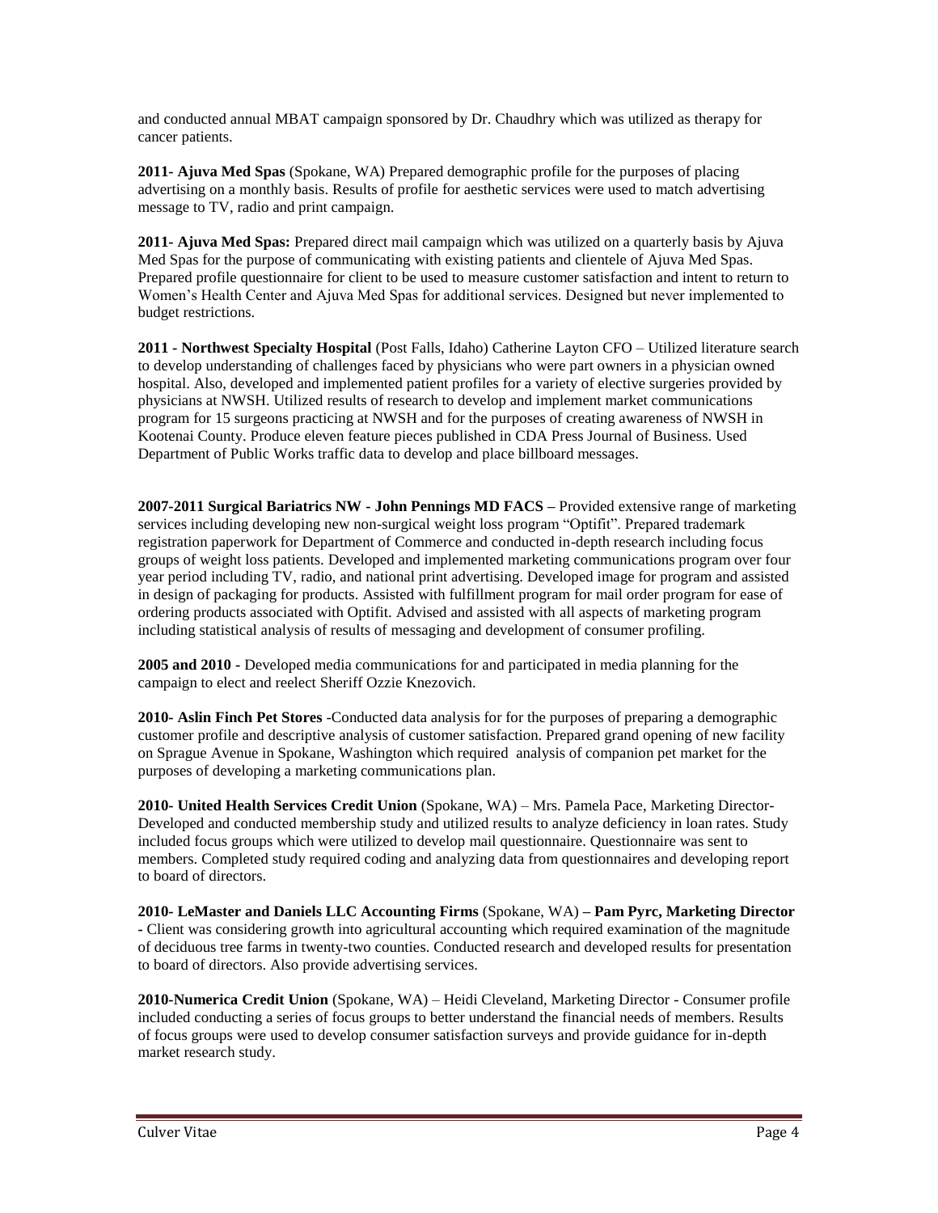and conducted annual MBAT campaign sponsored by Dr. Chaudhry which was utilized as therapy for cancer patients.

**2011- Ajuva Med Spas** (Spokane, WA) Prepared demographic profile for the purposes of placing advertising on a monthly basis. Results of profile for aesthetic services were used to match advertising message to TV, radio and print campaign.

**2011- Ajuva Med Spas:** Prepared direct mail campaign which was utilized on a quarterly basis by Ajuva Med Spas for the purpose of communicating with existing patients and clientele of Ajuva Med Spas. Prepared profile questionnaire for client to be used to measure customer satisfaction and intent to return to Women's Health Center and Ajuva Med Spas for additional services. Designed but never implemented to budget restrictions.

**2011 - Northwest Specialty Hospital** (Post Falls, Idaho) Catherine Layton CFO – Utilized literature search to develop understanding of challenges faced by physicians who were part owners in a physician owned hospital. Also, developed and implemented patient profiles for a variety of elective surgeries provided by physicians at NWSH. Utilized results of research to develop and implement market communications program for 15 surgeons practicing at NWSH and for the purposes of creating awareness of NWSH in Kootenai County. Produce eleven feature pieces published in CDA Press Journal of Business. Used Department of Public Works traffic data to develop and place billboard messages.

**2007-2011 Surgical Bariatrics NW - John Pennings MD FACS –** Provided extensive range of marketing services including developing new non-surgical weight loss program "Optifit". Prepared trademark registration paperwork for Department of Commerce and conducted in-depth research including focus groups of weight loss patients. Developed and implemented marketing communications program over four year period including TV, radio, and national print advertising. Developed image for program and assisted in design of packaging for products. Assisted with fulfillment program for mail order program for ease of ordering products associated with Optifit. Advised and assisted with all aspects of marketing program including statistical analysis of results of messaging and development of consumer profiling.

**2005 and 2010 -** Developed media communications for and participated in media planning for the campaign to elect and reelect Sheriff Ozzie Knezovich.

**2010- Aslin Finch Pet Stores** -Conducted data analysis for for the purposes of preparing a demographic customer profile and descriptive analysis of customer satisfaction. Prepared grand opening of new facility on Sprague Avenue in Spokane, Washington which required analysis of companion pet market for the purposes of developing a marketing communications plan.

**2010- United Health Services Credit Union** (Spokane, WA) – Mrs. Pamela Pace, Marketing Director- Developed and conducted membership study and utilized results to analyze deficiency in loan rates. Study included focus groups which were utilized to develop mail questionnaire. Questionnaire was sent to members. Completed study required coding and analyzing data from questionnaires and developing report to board of directors.

**2010- LeMaster and Daniels LLC Accounting Firms** (Spokane, WA) **– Pam Pyrc, Marketing Director -** Client was considering growth into agricultural accounting which required examination of the magnitude of deciduous tree farms in twenty-two counties. Conducted research and developed results for presentation to board of directors. Also provide advertising services.

**2010-Numerica Credit Union** (Spokane, WA) – Heidi Cleveland, Marketing Director - Consumer profile included conducting a series of focus groups to better understand the financial needs of members. Results of focus groups were used to develop consumer satisfaction surveys and provide guidance for in-depth market research study.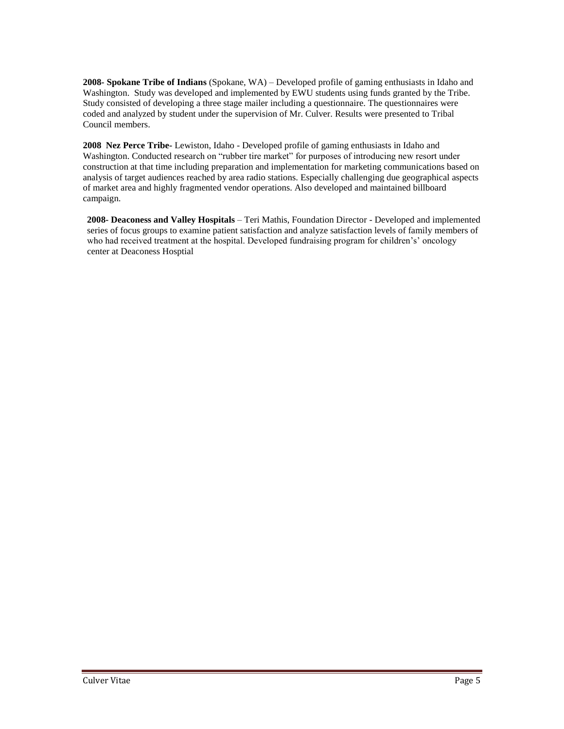**2008- Spokane Tribe of Indians** (Spokane, WA) – Developed profile of gaming enthusiasts in Idaho and Washington. Study was developed and implemented by EWU students using funds granted by the Tribe. Study consisted of developing a three stage mailer including a questionnaire. The questionnaires were coded and analyzed by student under the supervision of Mr. Culver. Results were presented to Tribal Council members.

**2008 Nez Perce Tribe-** Lewiston, Idaho - Developed profile of gaming enthusiasts in Idaho and Washington. Conducted research on "rubber tire market" for purposes of introducing new resort under construction at that time including preparation and implementation for marketing communications based on analysis of target audiences reached by area radio stations. Especially challenging due geographical aspects of market area and highly fragmented vendor operations. Also developed and maintained billboard campaign.

**2008- Deaconess and Valley Hospitals** – Teri Mathis, Foundation Director - Developed and implemented series of focus groups to examine patient satisfaction and analyze satisfaction levels of family members of who had received treatment at the hospital. Developed fundraising program for children's' oncology center at Deaconess Hosptial